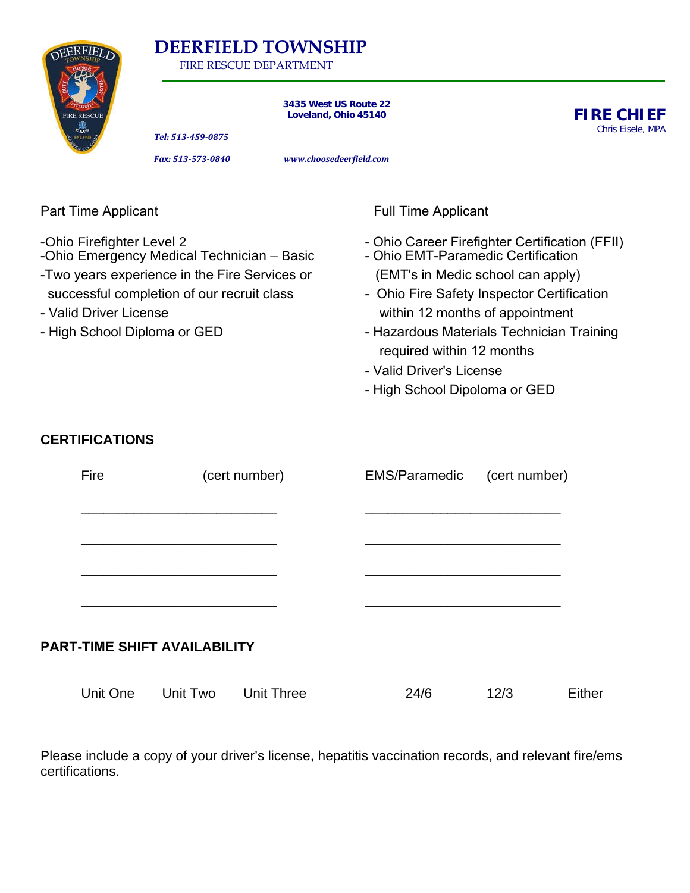# DEERFIELD TOWNSHIP

FIRE RESCUE DEPARTMENT

**3435 West US Route 22**
**Loveland, Ohio 45140**

***Tel: 513-459-0875***

***Fax: 513-573-0840***

***www.choosedeerfield.com***

**FIRE CHIEF**
Chris Eisele, MPA

Part Time Applicant

- -Ohio Firefighter Level 2
- -Ohio Emergency Medical Technician – Basic
- -Two years experience in the Fire Services or successful completion of our recruit class
- Valid Driver License
- High School Diploma or GED

Full Time Applicant

- Ohio Career Firefighter Certification (FFII)
- Ohio EMT-Paramedic Certification (EMT's in Medic school can apply)
- Ohio Fire Safety Inspector Certification within 12 months of appointment
- Hazardous Materials Technician Training required within 12 months
- Valid Driver's License
- High School Dipoloma or GED

**CERTIFICATIONS**

| Fire (cert number) | EMS/Paramedic (cert number) |
|---|---|
| ___________________________ | ___________________________ |
| ___________________________ | ___________________________ |
| ___________________________ | ___________________________ |
| ___________________________ | ___________________________ |

**PART-TIME SHIFT AVAILABILITY**

Unit One  Unit Two  Unit Three  24/6  12/3  Either

Please include a copy of your driver's license, hepatitis vaccination records, and relevant fire/ems certifications.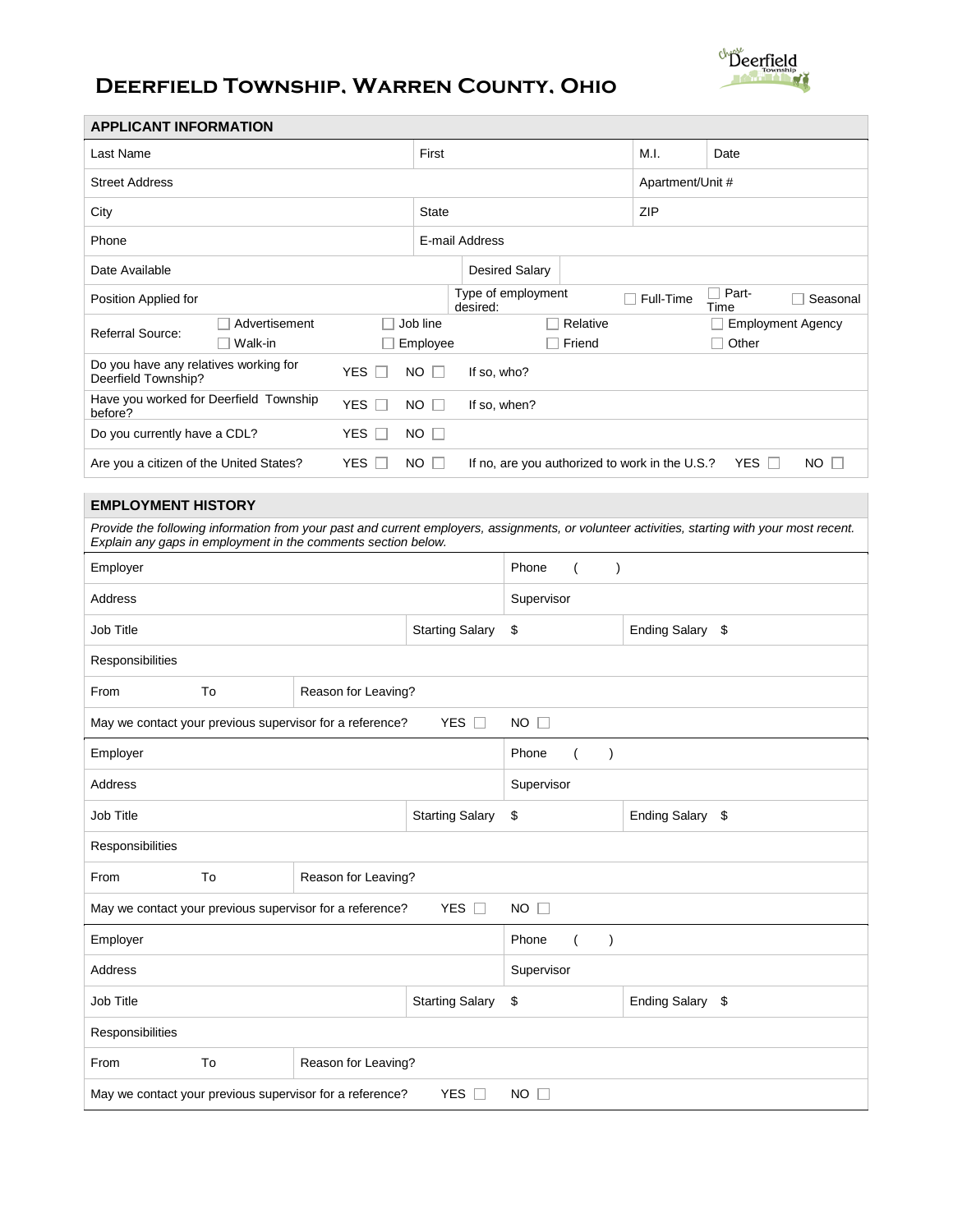# Deerfield Township, Warren County, Ohio

## APPLICANT INFORMATION

| | | | |
|---|---|---|---|
| Last Name | First | M.I. | Date |
| Street Address | | Apartment/Unit # | |
| City | State | ZIP | |
| Phone | E-mail Address | | |
| Date Available | Desired Salary | | |
| Position Applied for | Type of employment desired: | ☐ Full-Time ☐ Part-Time | ☐ Seasonal |

Referral Source: ☐ Advertisement ☐ Job line ☐ Relative ☐ Employment Agency ☐ Walk-in ☐ Employee ☐ Friend ☐ Other

| | | | |
|---|---|---|---|
| Do you have any relatives working for Deerfield Township? | YES ☐ | NO ☐ | If so, who? |
| Have you worked for Deerfield Township before? | YES ☐ | NO ☐ | If so, when? |
| Do you currently have a CDL? | YES ☐ | NO ☐ | |
| Are you a citizen of the United States? | YES ☐ | NO ☐ | If no, are you authorized to work in the U.S.? YES ☐ NO ☐ |

## EMPLOYMENT HISTORY

*Provide the following information from your past and current employers, assignments, or volunteer activities, starting with your most recent. Explain any gaps in employment in the comments section below.*

| | | | |
|---|---|---|---|
| Employer | | Phone ( ) | |
| Address | | Supervisor | |
| Job Title | Starting Salary | $ | Ending Salary $ |
| Responsibilities | | | |
| From To | Reason for Leaving? | | |
| May we contact your previous supervisor for a reference? | YES ☐ | NO ☐ | |

| | | | |
|---|---|---|---|
| Employer | | Phone ( ) | |
| Address | | Supervisor | |
| Job Title | Starting Salary | $ | Ending Salary $ |
| Responsibilities | | | |
| From To | Reason for Leaving? | | |
| May we contact your previous supervisor for a reference? | YES ☐ | NO ☐ | |

| | | | |
|---|---|---|---|
| Employer | | Phone ( ) | |
| Address | | Supervisor | |
| Job Title | Starting Salary | $ | Ending Salary $ |
| Responsibilities | | | |
| From To | Reason for Leaving? | | |
| May we contact your previous supervisor for a reference? | YES ☐ | NO ☐ | |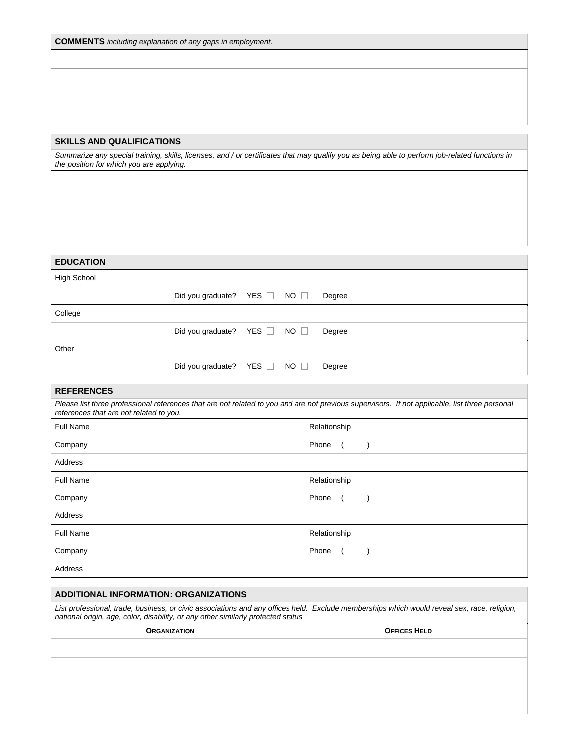**COMMENTS** *including explanation of any gaps in employment.*

| |
|---|
| |
| |
| |
| |

## SKILLS AND QUALIFICATIONS

*Summarize any special training, skills, licenses, and / or certificates that may qualify you as being able to perform job-related functions in the position for which you are applying.*

| |
|---|
| |
| |
| |
| |

## EDUCATION

| High School | | |
|---|---|---|
| | Did you graduate? YES ☐ NO ☐ | Degree |
| **College** | | |
| | Did you graduate? YES ☐ NO ☐ | Degree |
| **Other** | | |
| | Did you graduate? YES ☐ NO ☐ | Degree |

## REFERENCES

*Please list three professional references that are not related to you and are not previous supervisors. If not applicable, list three personal references that are not related to you.*

| Full Name | Relationship |
|---|---|
| Company | Phone ( ) |
| Address | |
| Full Name | Relationship |
| Company | Phone ( ) |
| Address | |
| Full Name | Relationship |
| Company | Phone ( ) |
| Address | |

## ADDITIONAL INFORMATION: ORGANIZATIONS

*List professional, trade, business, or civic associations and any offices held. Exclude memberships which would reveal sex, race, religion, national origin, age, color, disability, or any other similarly protected status*

| ORGANIZATION | OFFICES HELD |
|---|---|
| | |
| | |
| | |
| | |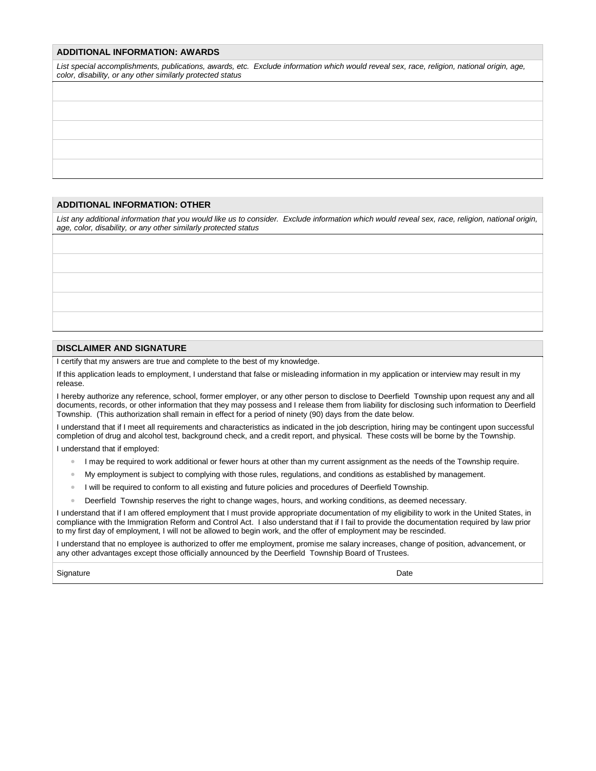## ADDITIONAL INFORMATION: AWARDS

*List special accomplishments, publications, awards, etc. Exclude information which would reveal sex, race, religion, national origin, age, color, disability, or any other similarly protected status*

## ADDITIONAL INFORMATION: OTHER

*List any additional information that you would like us to consider. Exclude information which would reveal sex, race, religion, national origin, age, color, disability, or any other similarly protected status*

## DISCLAIMER AND SIGNATURE

I certify that my answers are true and complete to the best of my knowledge.

If this application leads to employment, I understand that false or misleading information in my application or interview may result in my release.

I hereby authorize any reference, school, former employer, or any other person to disclose to Deerfield Township upon request any and all documents, records, or other information that they may possess and I release them from liability for disclosing such information to Deerfield Township. (This authorization shall remain in effect for a period of ninety (90) days from the date below.

I understand that if I meet all requirements and characteristics as indicated in the job description, hiring may be contingent upon successful completion of drug and alcohol test, background check, and a credit report, and physical. These costs will be borne by the Township.

I understand that if employed:

- I may be required to work additional or fewer hours at other than my current assignment as the needs of the Township require.
- My employment is subject to complying with those rules, regulations, and conditions as established by management.
- I will be required to conform to all existing and future policies and procedures of Deerfield Township.
- Deerfield Township reserves the right to change wages, hours, and working conditions, as deemed necessary.

I understand that if I am offered employment that I must provide appropriate documentation of my eligibility to work in the United States, in compliance with the Immigration Reform and Control Act. I also understand that if I fail to provide the documentation required by law prior to my first day of employment, I will not be allowed to begin work, and the offer of employment may be rescinded.

I understand that no employee is authorized to offer me employment, promise me salary increases, change of position, advancement, or any other advantages except those officially announced by the Deerfield Township Board of Trustees.

| | |
|---|---|
| Signature | Date |